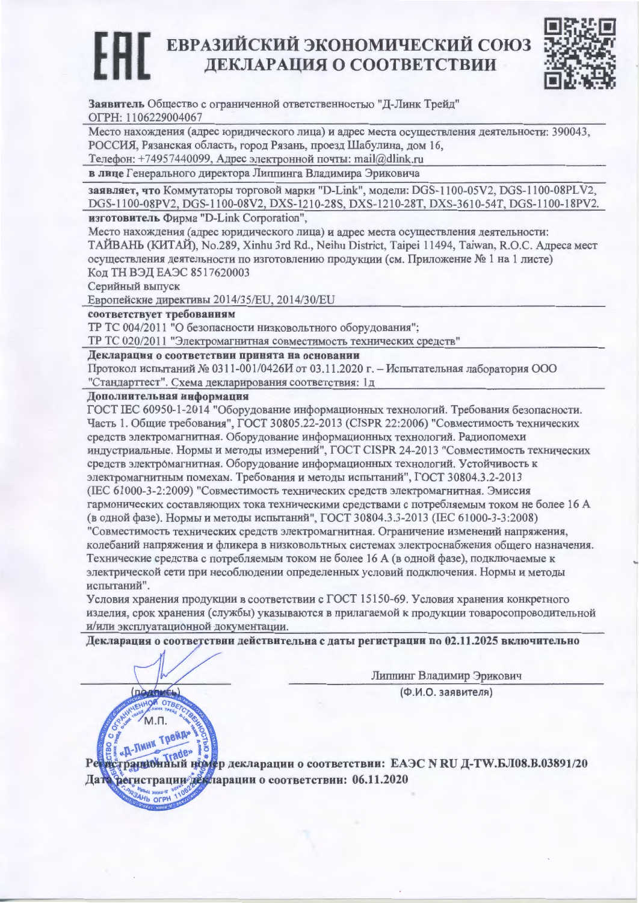# ЕАЭС ЕВРАЗИЙСКИЙ ЭКОНОМИЧЕСКИЙ СОЮЗ
# ДЕКЛАРАЦИЯ О СООТВЕТСТВИИ

**Заявитель** Общество с ограниченной ответственностью "Д-Линк Трейд"
ОГРН: 1106229004067

Место нахождения (адрес юридического лица) и адрес места осуществления деятельности: 390043, РОССИЯ, Рязанская область, город Рязань, проезд Шабулина, дом 16,
Телефон: +74957440099, Адрес электронной почты: mail@dlink.ru

**в лице** Генерального директора Липпинга Владимира Эриковича

**заявляет, что** Коммутаторы торговой марки "D-Link", модели: DGS-1100-05V2, DGS-1100-08PLV2, DGS-1100-08PV2, DGS-1100-08V2, DXS-1210-28S, DXS-1210-28T, DXS-3610-54T, DGS-1100-18PV2.

**изготовитель** Фирма "D-Link Corporation",
Место нахождения (адрес юридического лица) и адрес места осуществления деятельности: ТАЙВАНЬ (КИТАЙ), No.289, Xinhu 3rd Rd., Neihu District, Taipei 11494, Taiwan, R.O.C. Адреса мест осуществления деятельности по изготовлению продукции (см. Приложение № 1 на 1 листе)
Код ТН ВЭД ЕАЭС 8517620003
Серийный выпуск
Европейские директивы 2014/35/EU, 2014/30/EU

**соответствует требованиям**
ТР ТС 004/2011 "О безопасности низковольтного оборудования";
ТР ТС 020/2011 "Электромагнитная совместимость технических средств"

**Декларация о соответствии принята на основании**
Протокол испытаний № 0311-001/0426И от 03.11.2020 г. – Испытательная лаборатория ООО "Стандарттест". Схема декларирования соответствия: 1д

**Дополнительная информация**
ГОСТ IEC 60950-1-2014 "Оборудование информационных технологий. Требования безопасности. Часть 1. Общие требования", ГОСТ 30805.22-2013 (CISPR 22:2006) "Совместимость технических средств электромагнитная. Оборудование информационных технологий. Радиопомехи индустриальные. Нормы и методы измерений", ГОСТ CISPR 24-2013 "Совместимость технических средств электромагнитная. Оборудование информационных технологий. Устойчивость к электромагнитным помехам. Требования и методы испытаний", ГОСТ 30804.3.2-2013 (IEC 61000-3-2:2009) "Совместимость технических средств электромагнитная. Эмиссия гармонических составляющих тока техническими средствами с потребляемым током не более 16 А (в одной фазе). Нормы и методы испытаний", ГОСТ 30804.3.3-2013 (IEC 61000-3-3:2008) "Совместимость технических средств электромагнитная. Ограничение изменений напряжения, колебаний напряжения и фликера в низковольтных системах электроснабжения общего назначения. Технические средства с потребляемым током не более 16 А (в одной фазе), подключаемые к электрической сети при несоблюдении определенных условий подключения. Нормы и методы испытаний".
Условия хранения продукции в соответствии с ГОСТ 15150-69. Условия хранения конкретного изделия, срок хранения (службы) указываются в прилагаемой к продукции товаросопроводительной и/или эксплуатационной документации.

**Декларация о соответствии действительна с даты регистрации по 02.11.2025 включительно**

(подпись) — Липпинг Владимир Эрикович (Ф.И.О. заявителя)

М.П.

**Регистрационный номер декларации о соответствии: ЕАЭС N RU Д-TW.БЛ08.В.03891/20**
**Дата регистрации декларации о соответствии: 06.11.2020**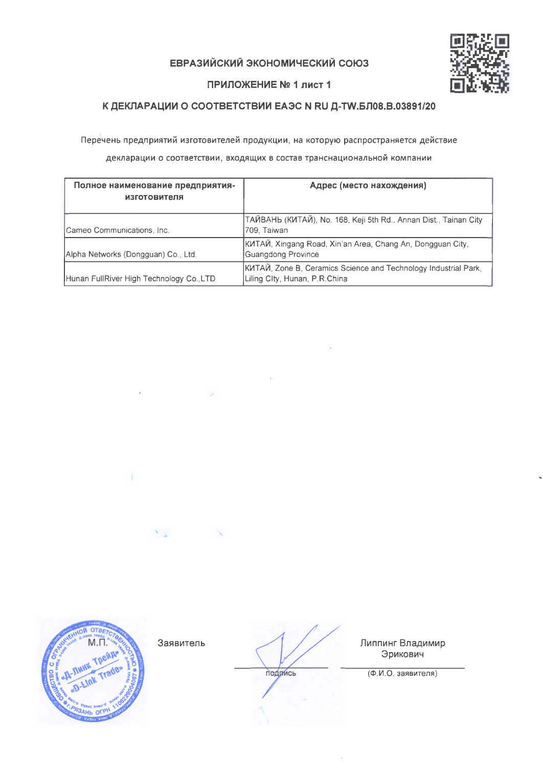**ЕВРАЗИЙСКИЙ ЭКОНОМИЧЕСКИЙ СОЮЗ**

**ПРИЛОЖЕНИЕ № 1 лист 1**

**К ДЕКЛАРАЦИИ О СООТВЕТСТВИИ ЕАЭС N RU Д-TW.БЛ08.В.03891/20**

Перечень предприятий изготовителей продукции, на которую распространяется действие декларации о соответствии, входящих в состав транснациональной компании

| Полное наименование предприятия-изготовителя | Адрес (место нахождения) |
|---|---|
| Cameo Communications, Inc. | ТАЙВАНЬ (КИТАЙ), No. 168, Keji 5th Rd., Annan Dist., Tainan City 709, Taiwan |
| Alpha Networks (Dongguan) Co., Ltd. | КИТАЙ, Xingang Road, Xin'an Area, Chang An, Dongguan City, Guangdong Province |
| Hunan FullRiver High Technology Co.,LTD | КИТАЙ, Zone B, Ceramics Science and Technology Industrial Park, Liling CIty, Hunan, P.R.China |

М.П.

Заявитель

подпись

Липпинг Владимир Эрикович

(Ф.И.О. заявителя)